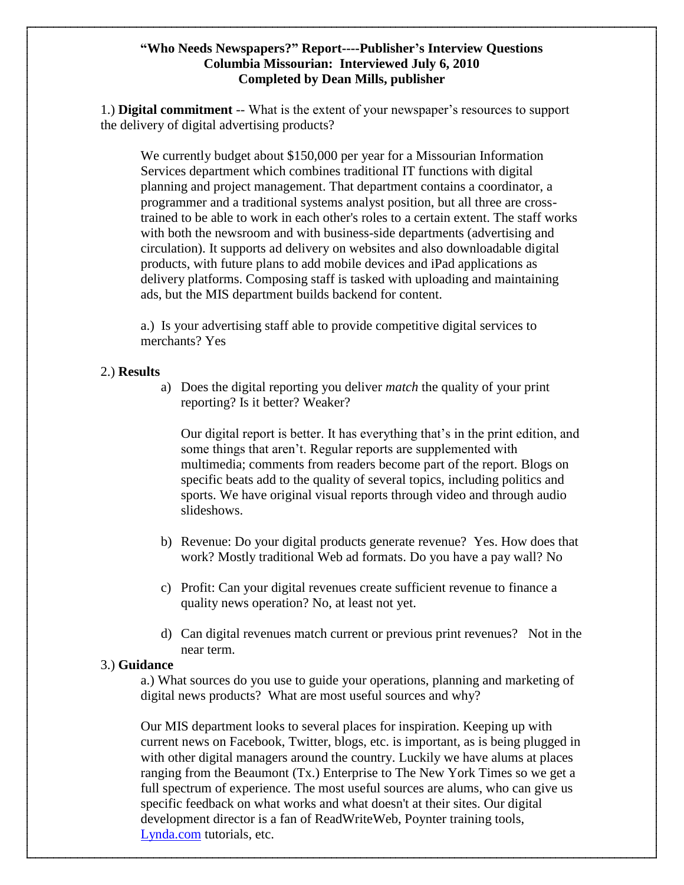**"Who Needs Newspapers?" Report----Publisher's Interview Questions**
**Columbia Missourian: Interviewed July 6, 2010**
**Completed by Dean Mills, publisher**

1.) **Digital commitment** -- What is the extent of your newspaper's resources to support the delivery of digital advertising products?

We currently budget about $150,000 per year for a Missourian Information Services department which combines traditional IT functions with digital planning and project management. That department contains a coordinator, a programmer and a traditional systems analyst position, but all three are cross-trained to be able to work in each other's roles to a certain extent. The staff works with both the newsroom and with business-side departments (advertising and circulation). It supports ad delivery on websites and also downloadable digital products, with future plans to add mobile devices and iPad applications as delivery platforms. Composing staff is tasked with uploading and maintaining ads, but the MIS department builds backend for content.

a.) Is your advertising staff able to provide competitive digital services to merchants? Yes

2.) **Results**

a) Does the digital reporting you deliver *match* the quality of your print reporting? Is it better? Weaker?

Our digital report is better. It has everything that's in the print edition, and some things that aren't. Regular reports are supplemented with multimedia; comments from readers become part of the report. Blogs on specific beats add to the quality of several topics, including politics and sports. We have original visual reports through video and through audio slideshows.

b) Revenue: Do your digital products generate revenue? Yes. How does that work? Mostly traditional Web ad formats. Do you have a pay wall? No

c) Profit: Can your digital revenues create sufficient revenue to finance a quality news operation? No, at least not yet.

d) Can digital revenues match current or previous print revenues? Not in the near term.

3.) **Guidance**

a.) What sources do you use to guide your operations, planning and marketing of digital news products? What are most useful sources and why?

Our MIS department looks to several places for inspiration. Keeping up with current news on Facebook, Twitter, blogs, etc. is important, as is being plugged in with other digital managers around the country. Luckily we have alums at places ranging from the Beaumont (Tx.) Enterprise to The New York Times so we get a full spectrum of experience. The most useful sources are alums, who can give us specific feedback on what works and what doesn't at their sites. Our digital development director is a fan of ReadWriteWeb, Poynter training tools, Lynda.com tutorials, etc.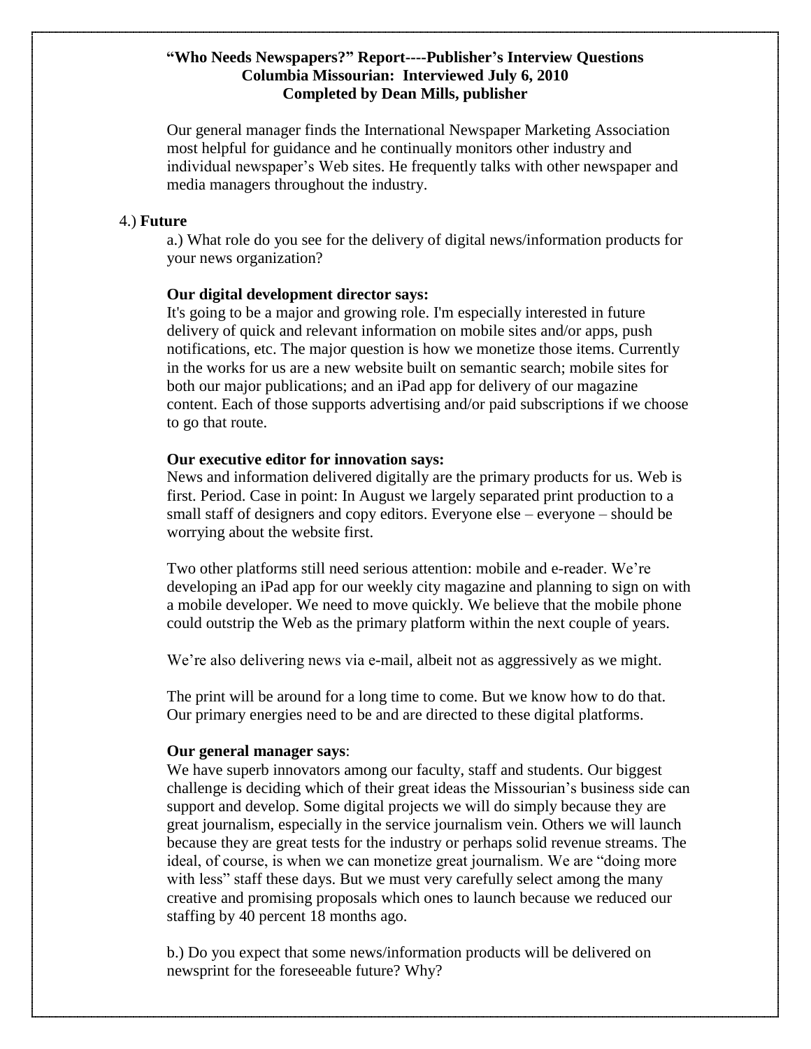**"Who Needs Newspapers?" Report----Publisher's Interview Questions**
**Columbia Missourian: Interviewed July 6, 2010**
**Completed by Dean Mills, publisher**

Our general manager finds the International Newspaper Marketing Association most helpful for guidance and he continually monitors other industry and individual newspaper's Web sites. He frequently talks with other newspaper and media managers throughout the industry.

4.) **Future**

a.) What role do you see for the delivery of digital news/information products for your news organization?

**Our digital development director says:**
It's going to be a major and growing role. I'm especially interested in future delivery of quick and relevant information on mobile sites and/or apps, push notifications, etc. The major question is how we monetize those items. Currently in the works for us are a new website built on semantic search; mobile sites for both our major publications; and an iPad app for delivery of our magazine content. Each of those supports advertising and/or paid subscriptions if we choose to go that route.

**Our executive editor for innovation says:**
News and information delivered digitally are the primary products for us. Web is first. Period. Case in point: In August we largely separated print production to a small staff of designers and copy editors. Everyone else – everyone – should be worrying about the website first.

Two other platforms still need serious attention: mobile and e-reader. We're developing an iPad app for our weekly city magazine and planning to sign on with a mobile developer. We need to move quickly. We believe that the mobile phone could outstrip the Web as the primary platform within the next couple of years.

We're also delivering news via e-mail, albeit not as aggressively as we might.

The print will be around for a long time to come. But we know how to do that. Our primary energies need to be and are directed to these digital platforms.

**Our general manager says**:
We have superb innovators among our faculty, staff and students. Our biggest challenge is deciding which of their great ideas the Missourian's business side can support and develop. Some digital projects we will do simply because they are great journalism, especially in the service journalism vein. Others we will launch because they are great tests for the industry or perhaps solid revenue streams. The ideal, of course, is when we can monetize great journalism. We are "doing more with less" staff these days. But we must very carefully select among the many creative and promising proposals which ones to launch because we reduced our staffing by 40 percent 18 months ago.

b.) Do you expect that some news/information products will be delivered on newsprint for the foreseeable future? Why?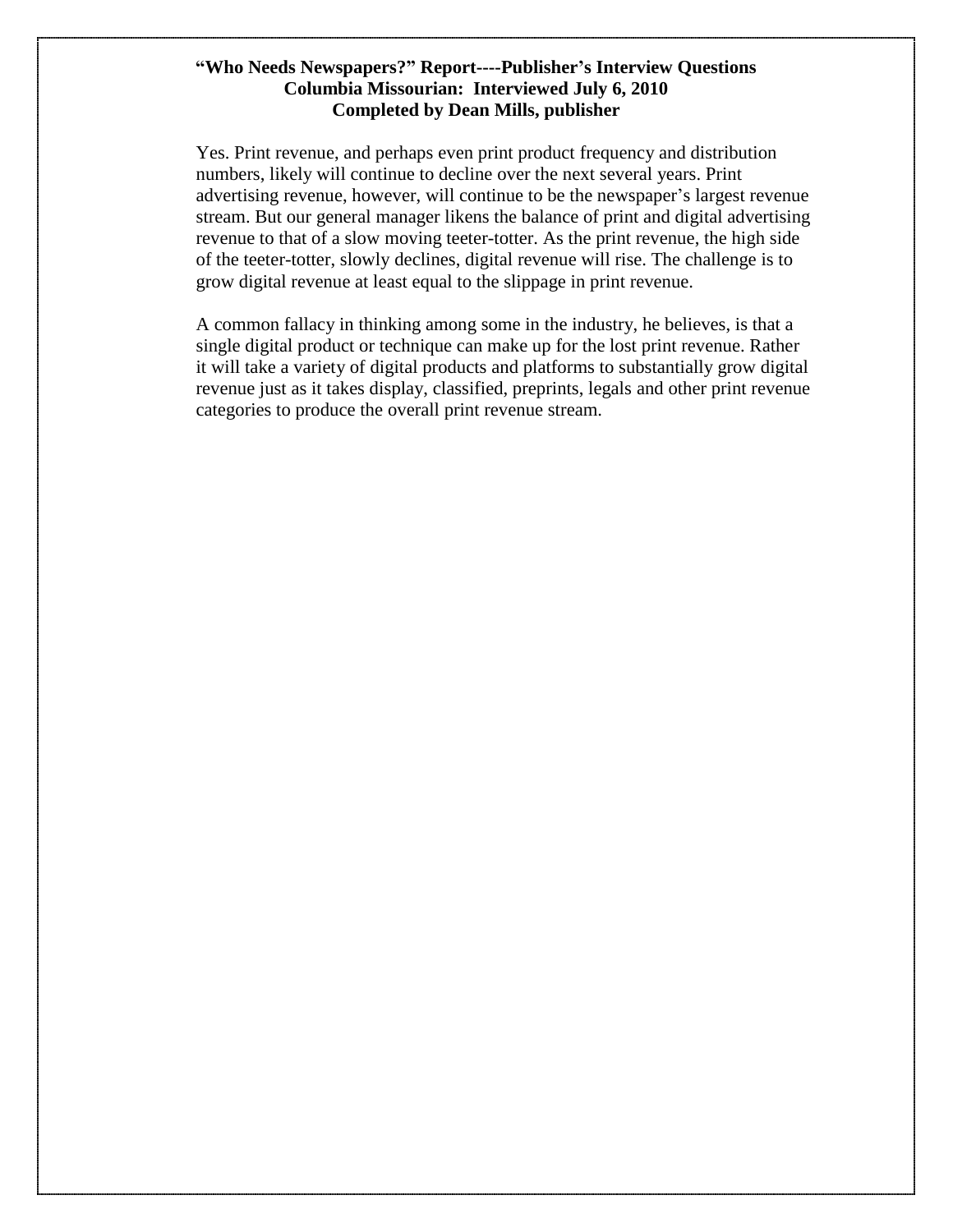**"Who Needs Newspapers?" Report----Publisher's Interview Questions**
**Columbia Missourian: Interviewed July 6, 2010**
**Completed by Dean Mills, publisher**

Yes. Print revenue, and perhaps even print product frequency and distribution numbers, likely will continue to decline over the next several years. Print advertising revenue, however, will continue to be the newspaper's largest revenue stream. But our general manager likens the balance of print and digital advertising revenue to that of a slow moving teeter-totter. As the print revenue, the high side of the teeter-totter, slowly declines, digital revenue will rise. The challenge is to grow digital revenue at least equal to the slippage in print revenue.

A common fallacy in thinking among some in the industry, he believes, is that a single digital product or technique can make up for the lost print revenue. Rather it will take a variety of digital products and platforms to substantially grow digital revenue just as it takes display, classified, preprints, legals and other print revenue categories to produce the overall print revenue stream.